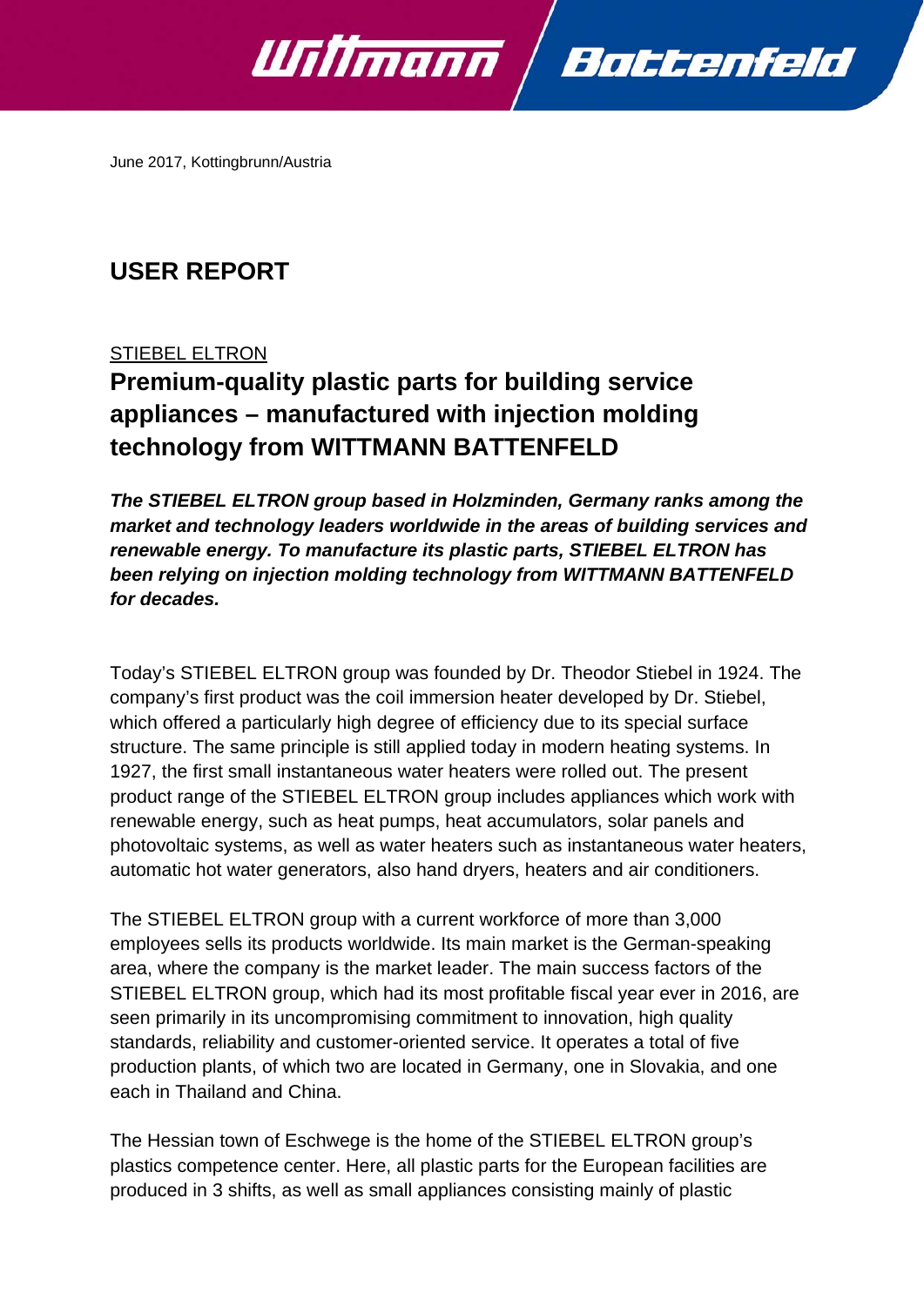June 2017, Kottingbrunn/Austria

# USER REPORT

STIEBEL ELTRON

## Premium-quality plastic parts for building service appliances – manufactured with injection molding technology from WITTMANN BATTENFELD

***The STIEBEL ELTRON group based in Holzminden, Germany ranks among the market and technology leaders worldwide in the areas of building services and renewable energy. To manufacture its plastic parts, STIEBEL ELTRON has been relying on injection molding technology from WITTMANN BATTENFELD for decades.***

Today's STIEBEL ELTRON group was founded by Dr. Theodor Stiebel in 1924. The company's first product was the coil immersion heater developed by Dr. Stiebel, which offered a particularly high degree of efficiency due to its special surface structure. The same principle is still applied today in modern heating systems. In 1927, the first small instantaneous water heaters were rolled out. The present product range of the STIEBEL ELTRON group includes appliances which work with renewable energy, such as heat pumps, heat accumulators, solar panels and photovoltaic systems, as well as water heaters such as instantaneous water heaters, automatic hot water generators, also hand dryers, heaters and air conditioners.

The STIEBEL ELTRON group with a current workforce of more than 3,000 employees sells its products worldwide. Its main market is the German-speaking area, where the company is the market leader. The main success factors of the STIEBEL ELTRON group, which had its most profitable fiscal year ever in 2016, are seen primarily in its uncompromising commitment to innovation, high quality standards, reliability and customer-oriented service. It operates a total of five production plants, of which two are located in Germany, one in Slovakia, and one each in Thailand and China.

The Hessian town of Eschwege is the home of the STIEBEL ELTRON group's plastics competence center. Here, all plastic parts for the European facilities are produced in 3 shifts, as well as small appliances consisting mainly of plastic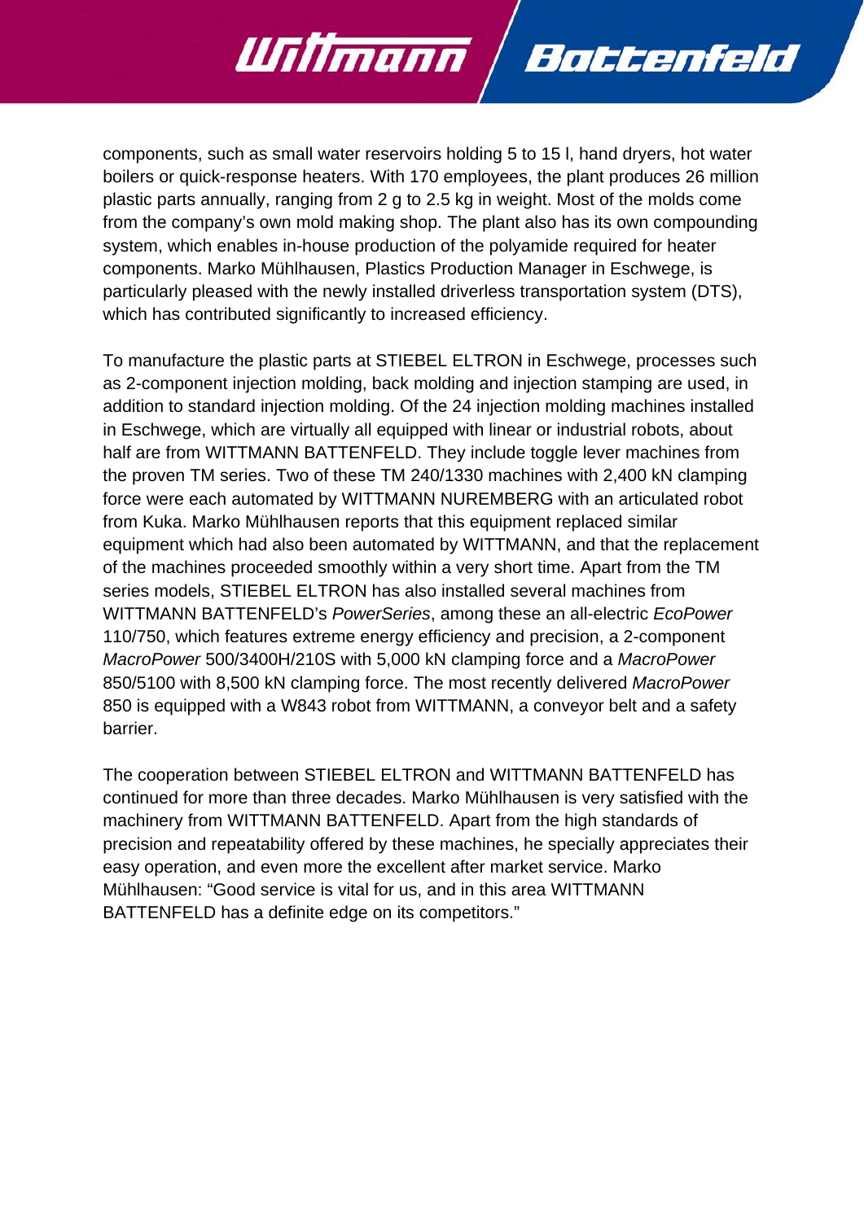components, such as small water reservoirs holding 5 to 15 l, hand dryers, hot water boilers or quick-response heaters. With 170 employees, the plant produces 26 million plastic parts annually, ranging from 2 g to 2.5 kg in weight. Most of the molds come from the company's own mold making shop. The plant also has its own compounding system, which enables in-house production of the polyamide required for heater components. Marko Mühlhausen, Plastics Production Manager in Eschwege, is particularly pleased with the newly installed driverless transportation system (DTS), which has contributed significantly to increased efficiency.

To manufacture the plastic parts at STIEBEL ELTRON in Eschwege, processes such as 2-component injection molding, back molding and injection stamping are used, in addition to standard injection molding. Of the 24 injection molding machines installed in Eschwege, which are virtually all equipped with linear or industrial robots, about half are from WITTMANN BATTENFELD. They include toggle lever machines from the proven TM series. Two of these TM 240/1330 machines with 2,400 kN clamping force were each automated by WITTMANN NUREMBERG with an articulated robot from Kuka. Marko Mühlhausen reports that this equipment replaced similar equipment which had also been automated by WITTMANN, and that the replacement of the machines proceeded smoothly within a very short time. Apart from the TM series models, STIEBEL ELTRON has also installed several machines from WITTMANN BATTENFELD's *PowerSeries*, among these an all-electric *EcoPower* 110/750, which features extreme energy efficiency and precision, a 2-component *MacroPower* 500/3400H/210S with 5,000 kN clamping force and a *MacroPower* 850/5100 with 8,500 kN clamping force. The most recently delivered *MacroPower* 850 is equipped with a W843 robot from WITTMANN, a conveyor belt and a safety barrier.

The cooperation between STIEBEL ELTRON and WITTMANN BATTENFELD has continued for more than three decades. Marko Mühlhausen is very satisfied with the machinery from WITTMANN BATTENFELD. Apart from the high standards of precision and repeatability offered by these machines, he specially appreciates their easy operation, and even more the excellent after market service. Marko Mühlhausen: "Good service is vital for us, and in this area WITTMANN BATTENFELD has a definite edge on its competitors."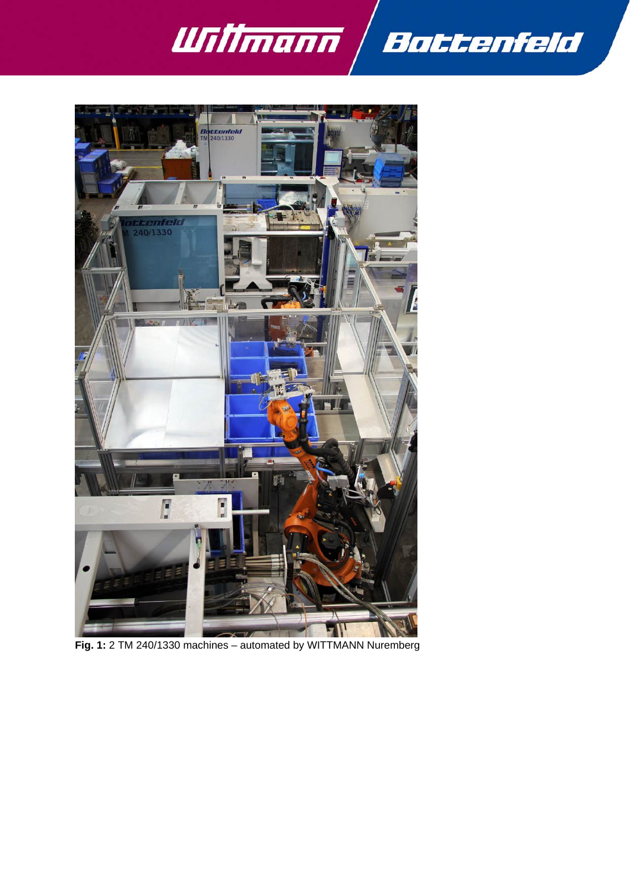**Fig. 1:** 2 TM 240/1330 machines – automated by WITTMANN Nuremberg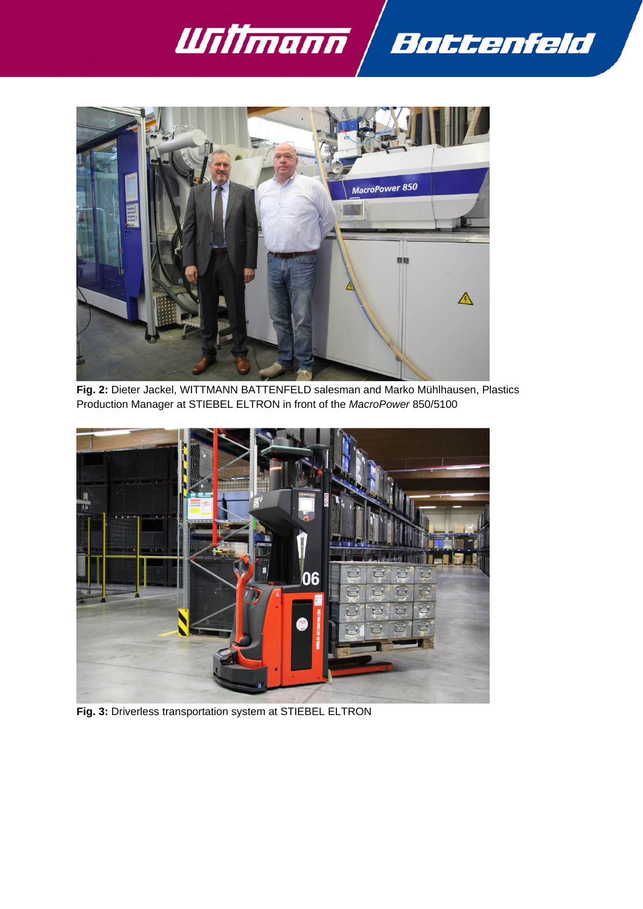**Fig. 2:** Dieter Jackel, WITTMANN BATTENFELD salesman and Marko Mühlhausen, Plastics Production Manager at STIEBEL ELTRON in front of the *MacroPower* 850/5100

**Fig. 3:** Driverless transportation system at STIEBEL ELTRON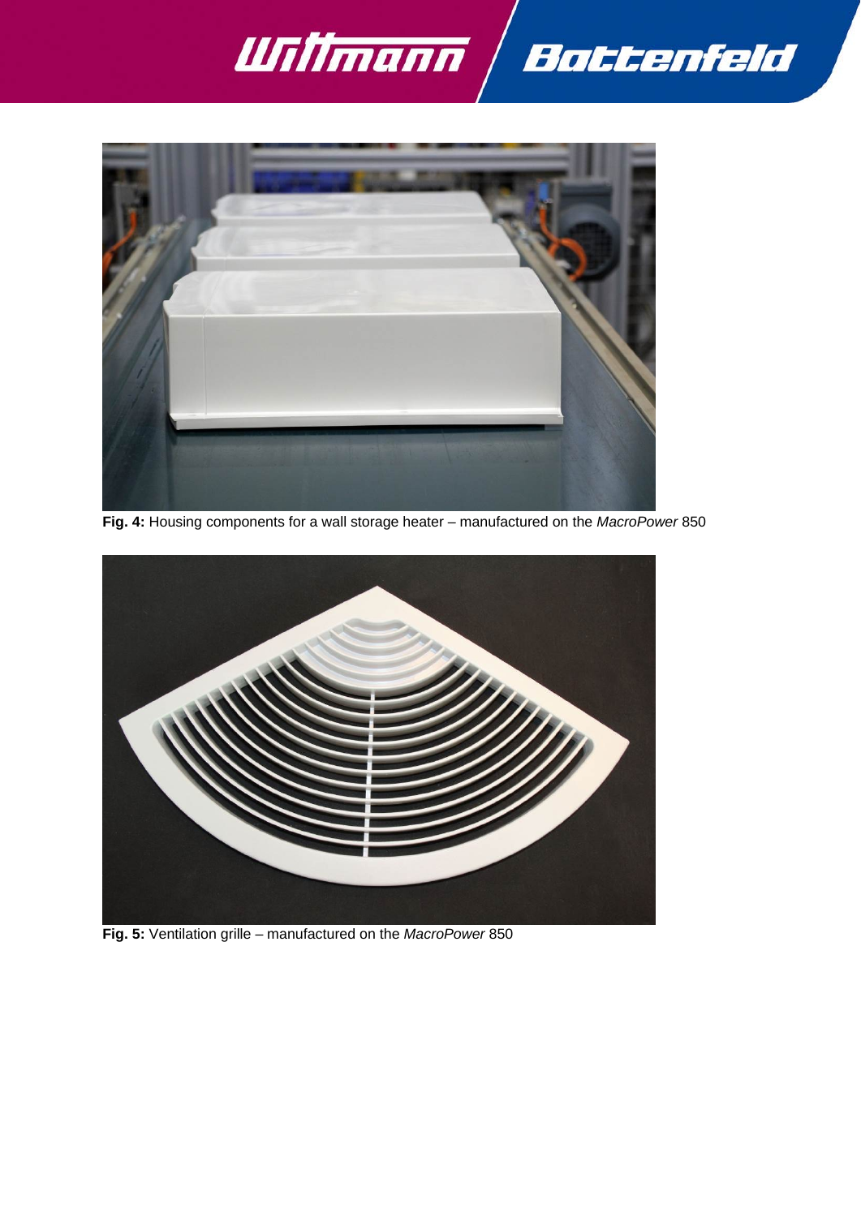**Fig. 4:** Housing components for a wall storage heater – manufactured on the *MacroPower* 850

**Fig. 5:** Ventilation grille – manufactured on the *MacroPower* 850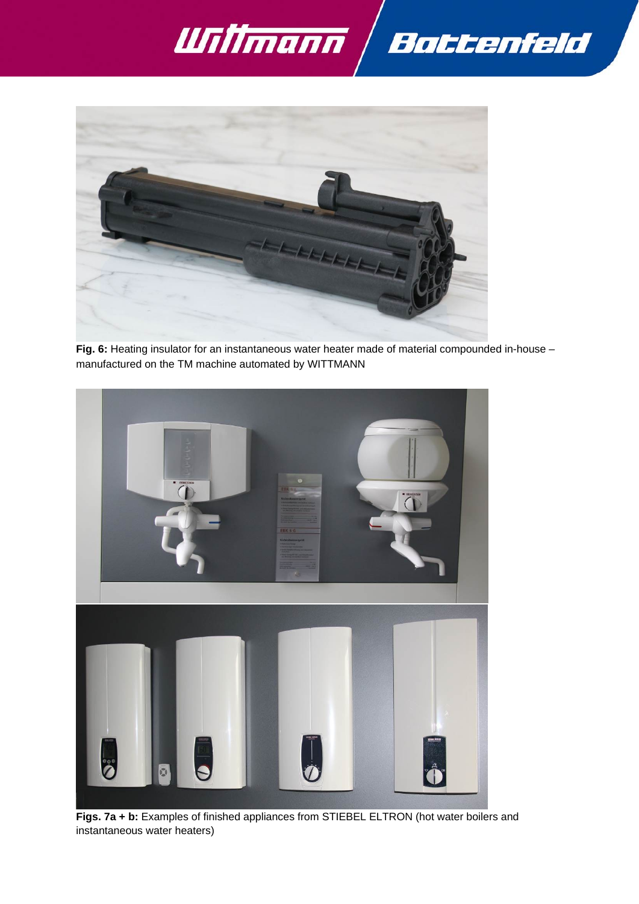**Fig. 6:** Heating insulator for an instantaneous water heater made of material compounded in-house – manufactured on the TM machine automated by WITTMANN

**Figs. 7a + b:** Examples of finished appliances from STIEBEL ELTRON (hot water boilers and instantaneous water heaters)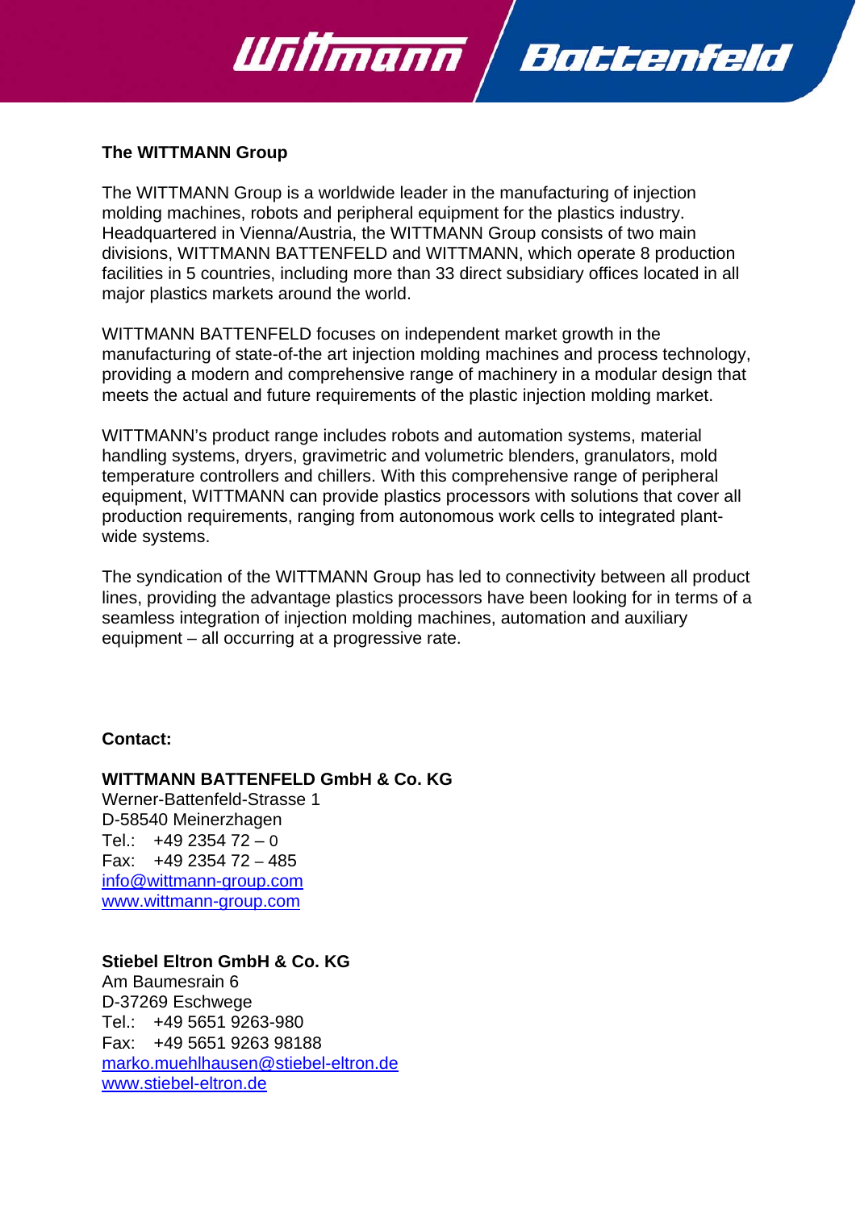**The WITTMANN Group**

The WITTMANN Group is a worldwide leader in the manufacturing of injection molding machines, robots and peripheral equipment for the plastics industry. Headquartered in Vienna/Austria, the WITTMANN Group consists of two main divisions, WITTMANN BATTENFELD and WITTMANN, which operate 8 production facilities in 5 countries, including more than 33 direct subsidiary offices located in all major plastics markets around the world.

WITTMANN BATTENFELD focuses on independent market growth in the manufacturing of state-of-the art injection molding machines and process technology, providing a modern and comprehensive range of machinery in a modular design that meets the actual and future requirements of the plastic injection molding market.

WITTMANN's product range includes robots and automation systems, material handling systems, dryers, gravimetric and volumetric blenders, granulators, mold temperature controllers and chillers. With this comprehensive range of peripheral equipment, WITTMANN can provide plastics processors with solutions that cover all production requirements, ranging from autonomous work cells to integrated plant-wide systems.

The syndication of the WITTMANN Group has led to connectivity between all product lines, providing the advantage plastics processors have been looking for in terms of a seamless integration of injection molding machines, automation and auxiliary equipment – all occurring at a progressive rate.

**Contact:**

**WITTMANN BATTENFELD GmbH & Co. KG**
Werner-Battenfeld-Strasse 1
D-58540 Meinerzhagen
Tel.: +49 2354 72 – 0
Fax: +49 2354 72 – 485
info@wittmann-group.com
www.wittmann-group.com

**Stiebel Eltron GmbH & Co. KG**
Am Baumesrain 6
D-37269 Eschwege
Tel.: +49 5651 9263-980
Fax: +49 5651 9263 98188
marko.muehlhausen@stiebel-eltron.de
www.stiebel-eltron.de